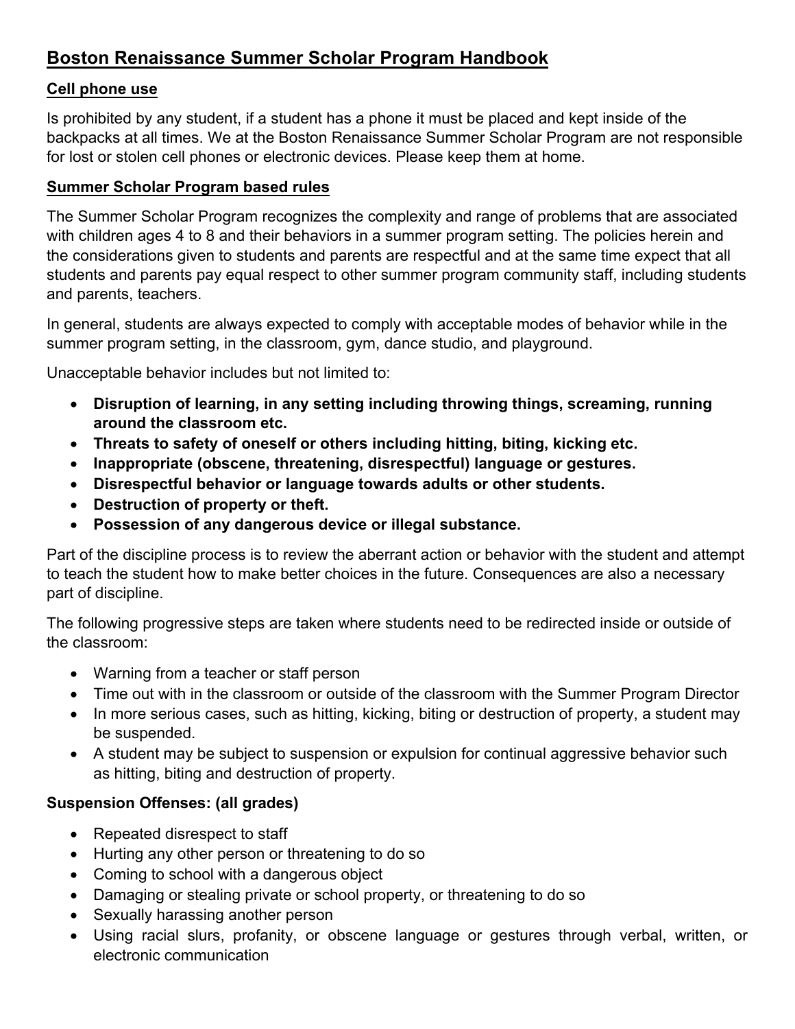# Boston Renaissance Summer Scholar Program Handbook

## Cell phone use

Is prohibited by any student, if a student has a phone it must be placed and kept inside of the backpacks at all times. We at the Boston Renaissance Summer Scholar Program are not responsible for lost or stolen cell phones or electronic devices. Please keep them at home.

## Summer Scholar Program based rules

The Summer Scholar Program recognizes the complexity and range of problems that are associated with children ages 4 to 8 and their behaviors in a summer program setting. The policies herein and the considerations given to students and parents are respectful and at the same time expect that all students and parents pay equal respect to other summer program community staff, including students and parents, teachers.

In general, students are always expected to comply with acceptable modes of behavior while in the summer program setting, in the classroom, gym, dance studio, and playground.

Unacceptable behavior includes but not limited to:

- **Disruption of learning, in any setting including throwing things, screaming, running around the classroom etc.**
- **Threats to safety of oneself or others including hitting, biting, kicking etc.**
- **Inappropriate (obscene, threatening, disrespectful) language or gestures.**
- **Disrespectful behavior or language towards adults or other students.**
- **Destruction of property or theft.**
- **Possession of any dangerous device or illegal substance.**

Part of the discipline process is to review the aberrant action or behavior with the student and attempt to teach the student how to make better choices in the future. Consequences are also a necessary part of discipline.

The following progressive steps are taken where students need to be redirected inside or outside of the classroom:

- Warning from a teacher or staff person
- Time out with in the classroom or outside of the classroom with the Summer Program Director
- In more serious cases, such as hitting, kicking, biting or destruction of property, a student may be suspended.
- A student may be subject to suspension or expulsion for continual aggressive behavior such as hitting, biting and destruction of property.

**Suspension Offenses: (all grades)**

- Repeated disrespect to staff
- Hurting any other person or threatening to do so
- Coming to school with a dangerous object
- Damaging or stealing private or school property, or threatening to do so
- Sexually harassing another person
- Using racial slurs, profanity, or obscene language or gestures through verbal, written, or electronic communication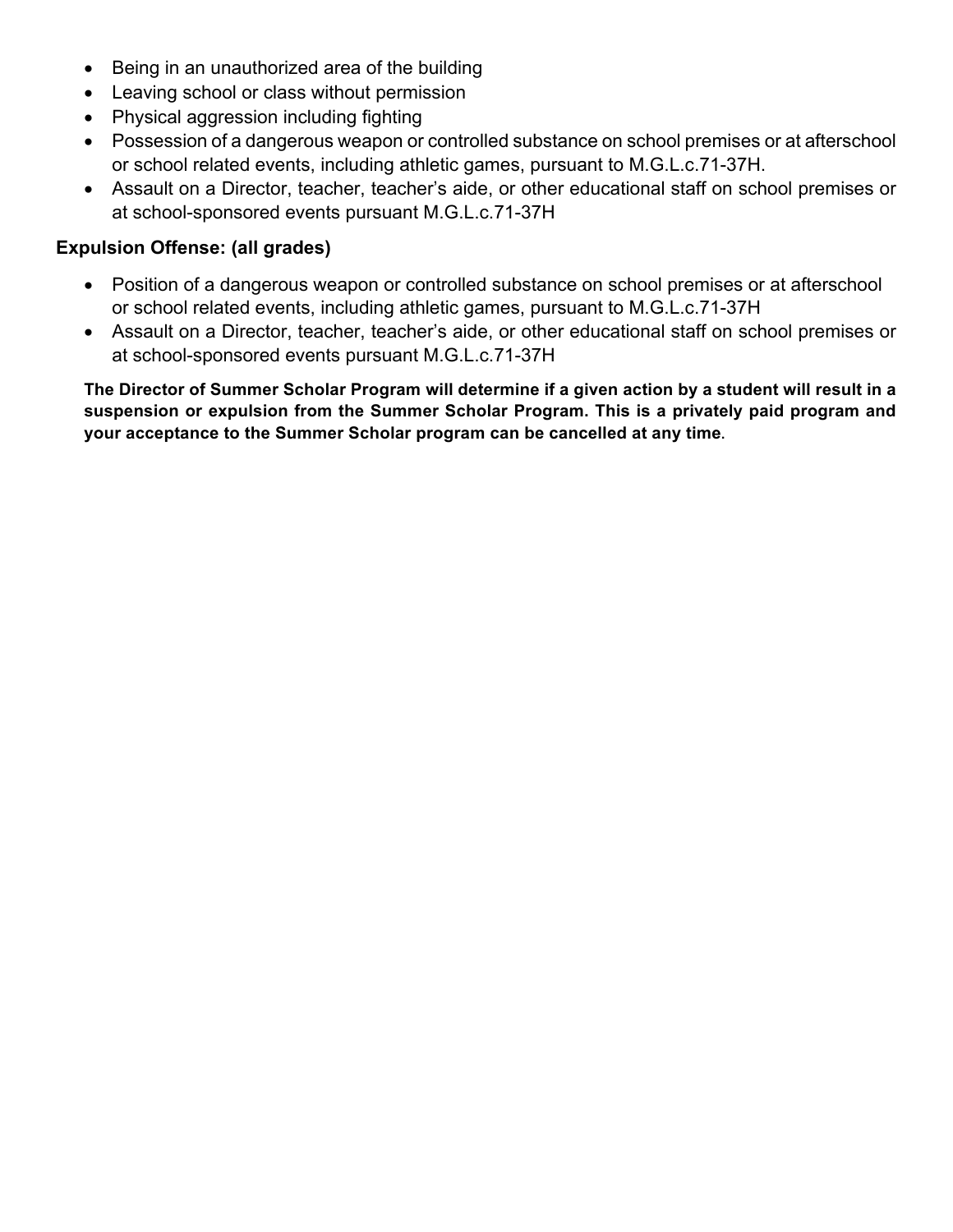- Being in an unauthorized area of the building
- Leaving school or class without permission
- Physical aggression including fighting
- Possession of a dangerous weapon or controlled substance on school premises or at afterschool or school related events, including athletic games, pursuant to M.G.L.c.71-37H.
- Assault on a Director, teacher, teacher's aide, or other educational staff on school premises or at school-sponsored events pursuant M.G.L.c.71-37H

**Expulsion Offense: (all grades)**

- Position of a dangerous weapon or controlled substance on school premises or at afterschool or school related events, including athletic games, pursuant to M.G.L.c.71-37H
- Assault on a Director, teacher, teacher's aide, or other educational staff on school premises or at school-sponsored events pursuant M.G.L.c.71-37H

**The Director of Summer Scholar Program will determine if a given action by a student will result in a suspension or expulsion from the Summer Scholar Program. This is a privately paid program and your acceptance to the Summer Scholar program can be cancelled at any time**.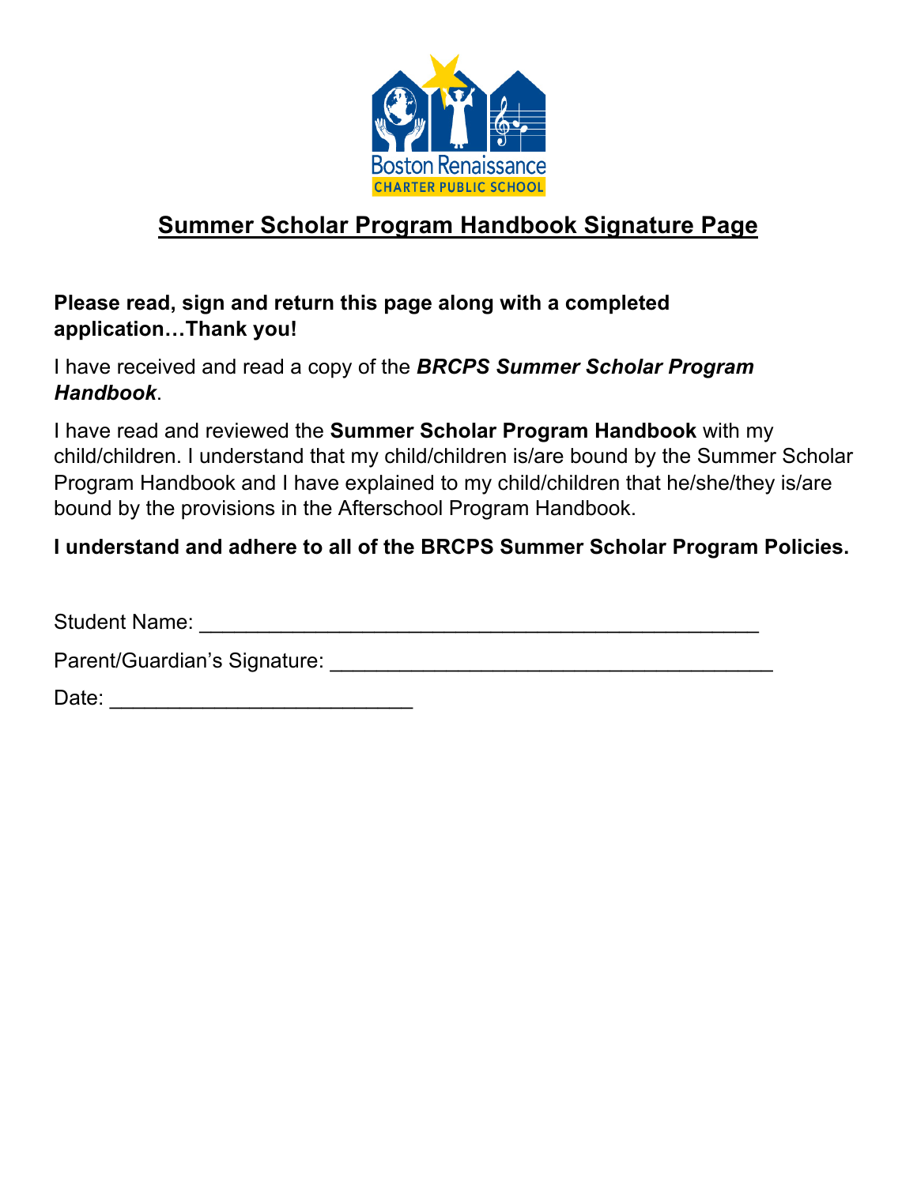Boston Renaissance
CHARTER PUBLIC SCHOOL

# <u>Summer Scholar Program Handbook Signature Page</u>

**Please read, sign and return this page along with a completed application…Thank you!**

I have received and read a copy of the ***BRCPS Summer Scholar Program Handbook***.

I have read and reviewed the **Summer Scholar Program Handbook** with my child/children. I understand that my child/children is/are bound by the Summer Scholar Program Handbook and I have explained to my child/children that he/she/they is/are bound by the provisions in the Afterschool Program Handbook.

**I understand and adhere to all of the BRCPS Summer Scholar Program Policies.**

Student Name: _______________________________________________

Parent/Guardian's Signature: ______________________________________

Date: __________________________